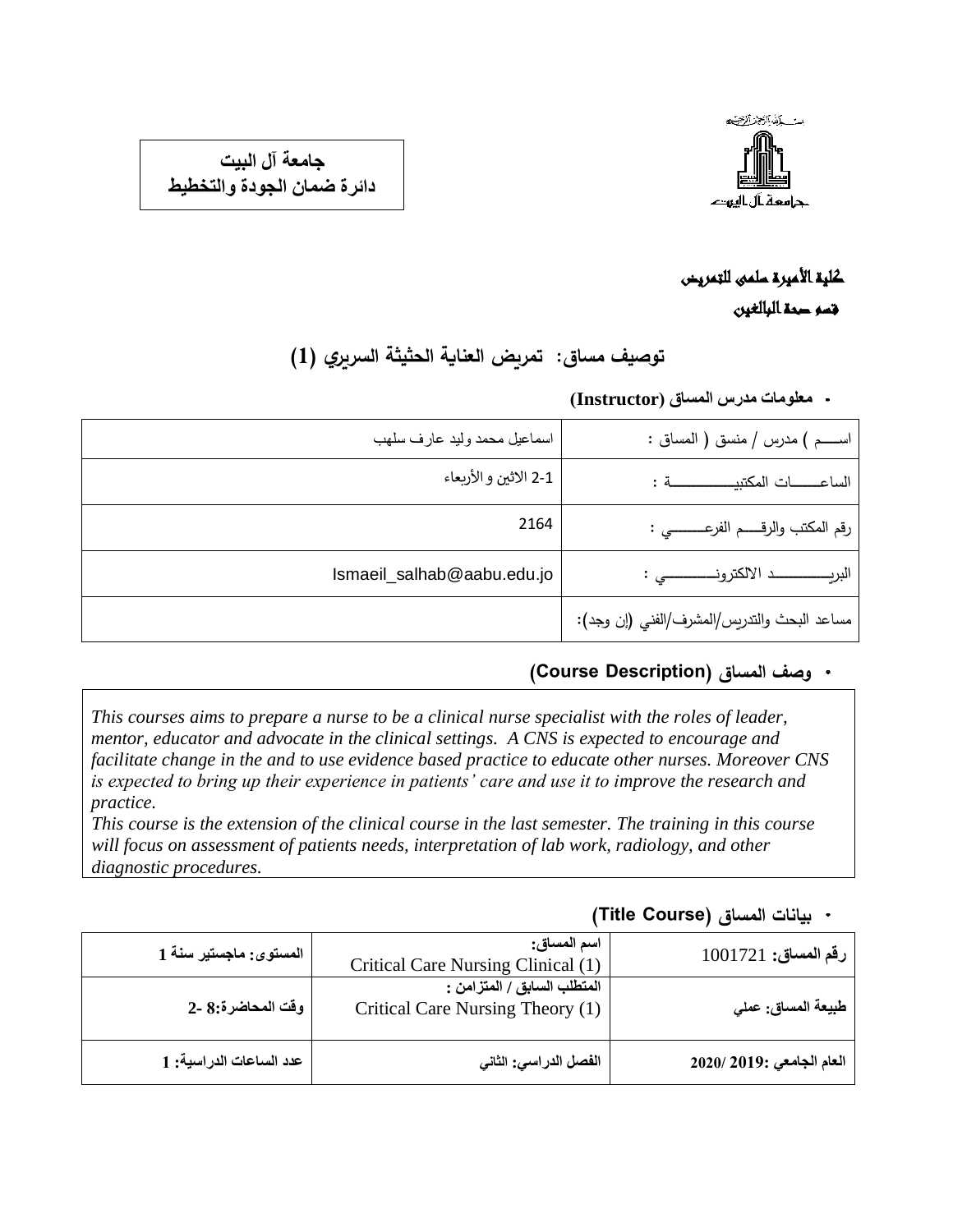**جامعة آل البيت**
**دائرة ضمان الجودة والتخطيط**

**كلية الأميرة سلمى للتمريض**

**قسم صحة البالغين**

## توصيف مساق: تمريض العناية الحثيثة السريري (1)

- **معلومات مدرس المساق (Instructor)**

| | |
|---|---|
| اســـم ) مدرس / منسق ( المساق : | اسماعيل محمد وليد عارف سلهب |
| الساعـــــات المكتبيـــــــــــة : | 1-2 الاثنين والأربعاء |
| رقم المكتب والرقـــم الفرعــــــي : | 2164 |
| البريـــــــــد الالكترونـــــــــي : | Ismaeil_salhab@aabu.edu.jo |
| مساعد البحث والتدريس/المشرف/الفني (إن وجد): | |

- **وصف المساق (Course Description)**

*This courses aims to prepare a nurse to be a clinical nurse specialist with the roles of leader, mentor, educator and advocate in the clinical settings. A CNS is expected to encourage and facilitate change in the and to use evidence based practice to educate other nurses. Moreover CNS is expected to bring up their experience in patients' care and use it to improve the research and practice.*
*This course is the extension of the clinical course in the last semester. The training in this course will focus on assessment of patients needs, interpretation of lab work, radiology, and other diagnostic procedures.*

- **بيانات المساق (Title Course)**

| | | |
|---|---|---|
| **رقم المساق:** 1001721 | **اسم المساق:** Critical Care Nursing Clinical (1) | **المستوى: ماجستير سنة 1** |
| **طبيعة المساق: عملي** | **المتطلب السابق / المتزامن :** Critical Care Nursing Theory (1) | **وقت المحاضرة:8 -2** |
| **العام الجامعي :2019 /2020** | **الفصل الدراسي: الثاني** | **عدد الساعات الدراسية: 1** |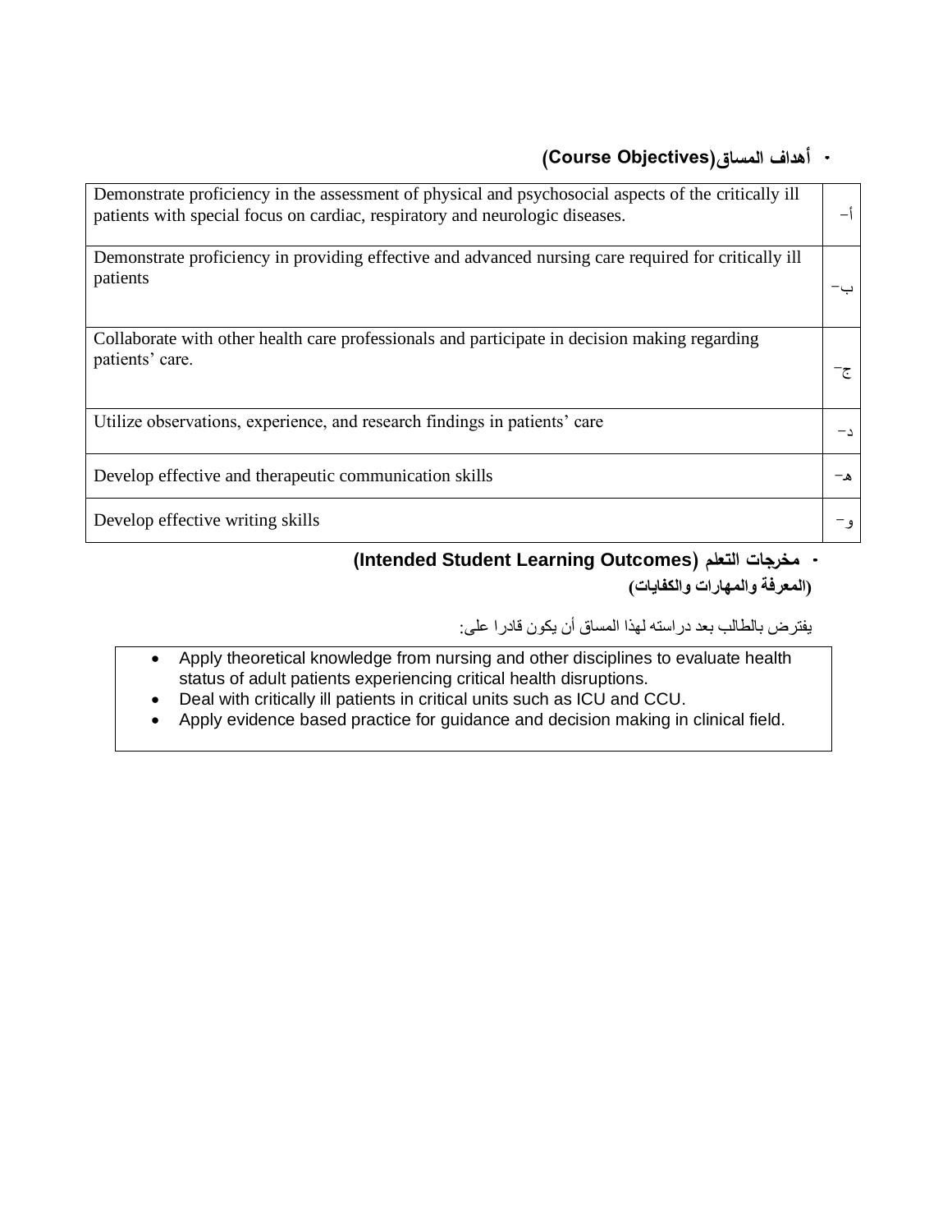- **أهداف المساق(Course Objectives)**

| | |
|---|---|
| Demonstrate proficiency in the assessment of physical and psychosocial aspects of the critically ill patients with special focus on cardiac, respiratory and neurologic diseases. | أ- |
| Demonstrate proficiency in providing effective and advanced nursing care required for critically ill patients | ب- |
| Collaborate with other health care professionals and participate in decision making regarding patients' care. | ج- |
| Utilize observations, experience, and research findings in patients' care | د- |
| Develop effective and therapeutic communication skills | هـ- |
| Develop effective writing skills | و- |

- **مخرجات التعلم (Intended Student Learning Outcomes)**
**(المعرفة والمهارات والكفايات)**

يفترض بالطالب بعد دراسته لهذا المساق أن يكون قادرا على:

- Apply theoretical knowledge from nursing and other disciplines to evaluate health status of adult patients experiencing critical health disruptions.
- Deal with critically ill patients in critical units such as ICU and CCU.
- Apply evidence based practice for guidance and decision making in clinical field.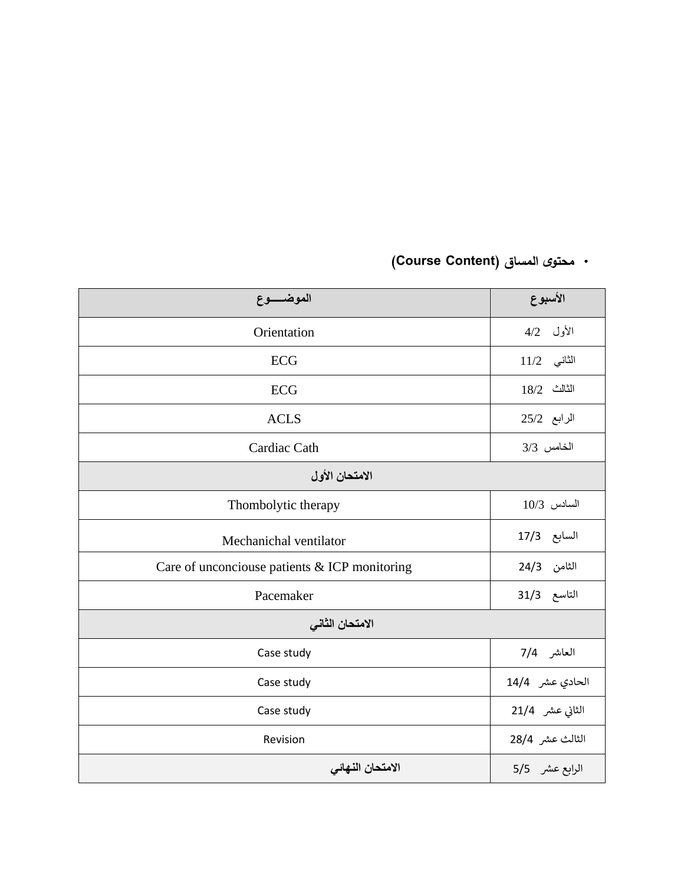- **محتوى المساق (Course Content)**

| الموضـــــوع | الأسبوع |
|---|---|
| Orientation | الأول 4/2 |
| ECG | الثاني 11/2 |
| ECG | الثالث 18/2 |
| ACLS | الرابع 25/2 |
| Cardiac Cath | الخامس 3/3 |
| **الامتحان الأول** | |
| Thombolytic therapy | السادس 10/3 |
| Mechanichal ventilator | السابع 17/3 |
| Care of unconciouse patients & ICP monitoring | الثامن 24/3 |
| Pacemaker | التاسع 31/3 |
| **الامتحان الثاني** | |
| Case study | العاشر 7/4 |
| Case study | الحادي عشر 14/4 |
| Case study | الثاني عشر 21/4 |
| Revision | الثالث عشر 28/4 |
| **الامتحان النهائي** | الرابع عشر 5/5 |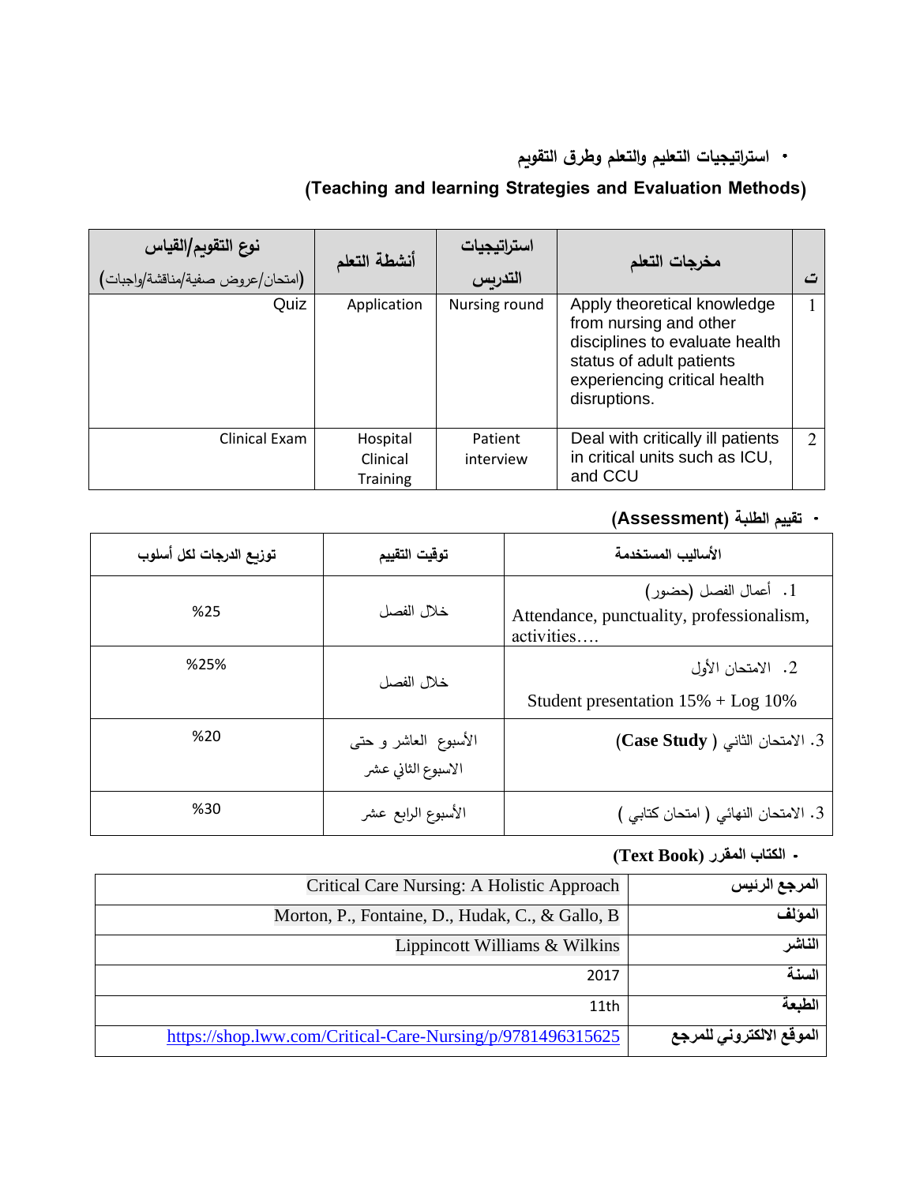- استراتيجيات التعليم والتعلم وطرق التقويم

**(Teaching and learning Strategies and Evaluation Methods)**

| ت | مخرجات التعلم | استراتيجيات التدريس | أنشطة التعلم | نوع التقويم/القياس (امتحان/عروض صفية/مناقشة/واجبات) |
|---|---|---|---|---|
| 1 | Apply theoretical knowledge from nursing and other disciplines to evaluate health status of adult patients experiencing critical health disruptions. | Nursing round | Application | Quiz |
| 2 | Deal with critically ill patients in critical units such as ICU, and CCU | Patient interview | Hospital Clinical Training | Clinical Exam |

- تقييم الطلبة **(Assessment)**

| الأساليب المستخدمة | توقيت التقييم | توزيع الدرجات لكل أسلوب |
|---|---|---|
| 1. أعمال الفصل (حضور) Attendance, punctuality, professionalism, activities…. | خلال الفصل | %25 |
| 2. الامتحان الأول Student presentation 15% + Log 10% | خلال الفصل | %25% |
| 3. الامتحان الثاني ( **Case Study**) | الأسبوع العاشر و حتى الاسبوع الثاني عشر | %20 |
| 3. الامتحان النهائي ( امتحان كتابي ) | الأسبوع الرابع عشر | %30 |

- الكتاب المقرر **(Text Book)**

| | |
|---|---|
| **المرجع الرئيس** | Critical Care Nursing: A Holistic Approach |
| **المؤلف** | Morton, P., Fontaine, D., Hudak, C., & Gallo, B |
| **الناشر** | Lippincott Williams & Wilkins |
| **السنة** | 2017 |
| **الطبعة** | 11th |
| **الموقع الالكتروني للمرجع** | https://shop.lww.com/Critical-Care-Nursing/p/9781496315625 |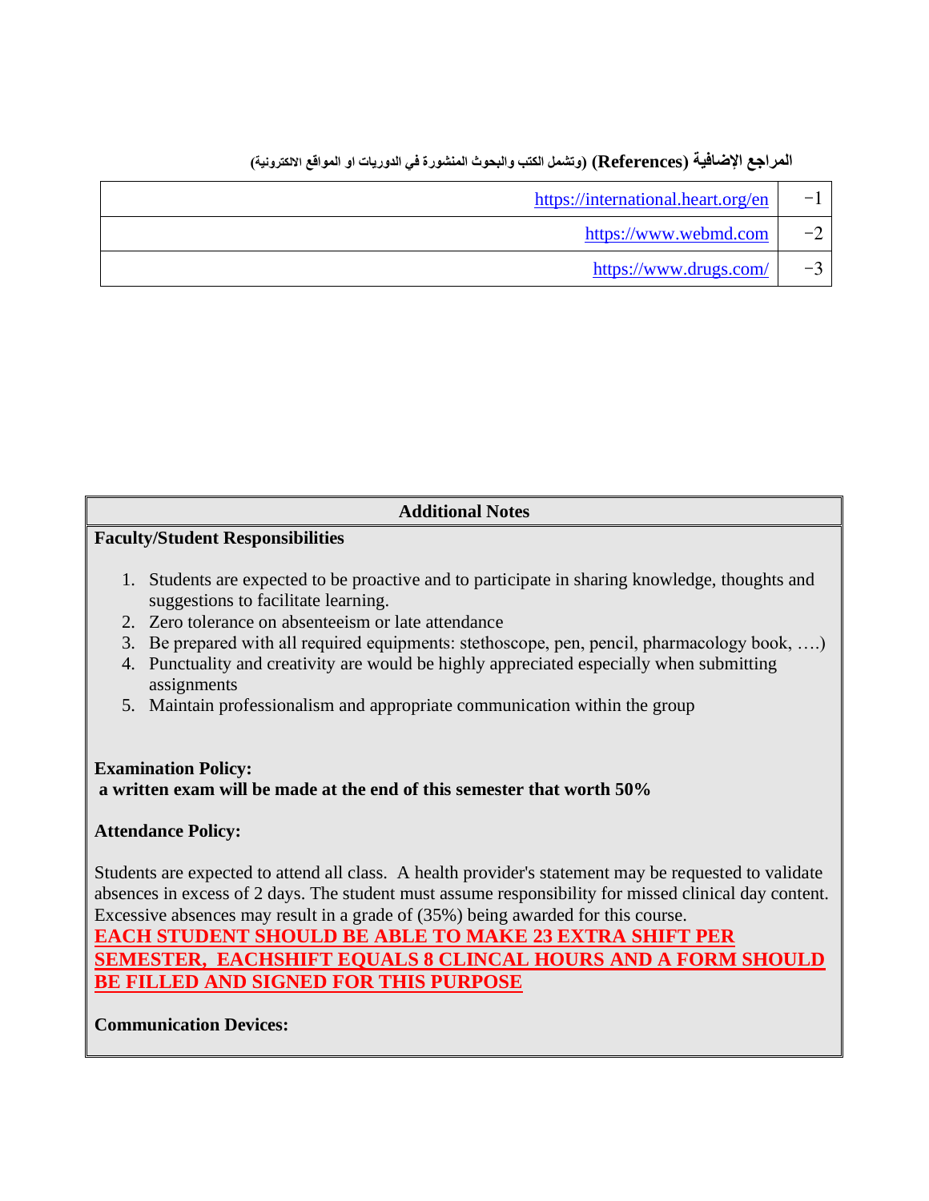**المراجع الإضافية (References) (وتشمل الكتب والبحوث المنشورة في الدوريات او المواقع الالكترونية)**

| | |
|---|---|
| -1 | https://international.heart.org/en |
| -2 | https://www.webmd.com |
| -3 | https://www.drugs.com/ |

**Additional Notes**

**Faculty/Student Responsibilities**

1. Students are expected to be proactive and to participate in sharing knowledge, thoughts and suggestions to facilitate learning.
2. Zero tolerance on absenteeism or late attendance
3. Be prepared with all required equipments: stethoscope, pen, pencil, pharmacology book, ….)
4. Punctuality and creativity are would be highly appreciated especially when submitting assignments
5. Maintain professionalism and appropriate communication within the group

**Examination Policy:**

**a written exam will be made at the end of this semester that worth 50%**

**Attendance Policy:**

Students are expected to attend all class. A health provider's statement may be requested to validate absences in excess of 2 days. The student must assume responsibility for missed clinical day content. Excessive absences may result in a grade of (35%) being awarded for this course.

**EACH STUDENT SHOULD BE ABLE TO MAKE 23 EXTRA SHIFT PER SEMESTER, EACHSHIFT EQUALS 8 CLINCAL HOURS AND A FORM SHOULD BE FILLED AND SIGNED FOR THIS PURPOSE**

**Communication Devices:**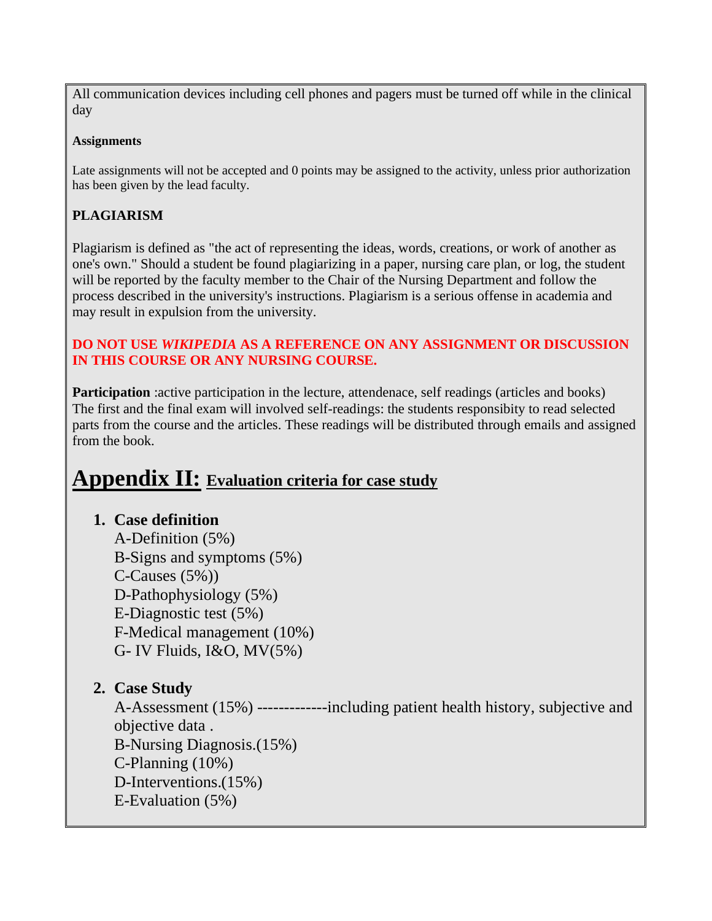All communication devices including cell phones and pagers must be turned off while in the clinical day

**Assignments**

Late assignments will not be accepted and 0 points may be assigned to the activity, unless prior authorization has been given by the lead faculty.

**PLAGIARISM**

Plagiarism is defined as "the act of representing the ideas, words, creations, or work of another as one's own." Should a student be found plagiarizing in a paper, nursing care plan, or log, the student will be reported by the faculty member to the Chair of the Nursing Department and follow the process described in the university's instructions. Plagiarism is a serious offense in academia and may result in expulsion from the university.

**DO NOT USE *WIKIPEDIA* AS A REFERENCE ON ANY ASSIGNMENT OR DISCUSSION IN THIS COURSE OR ANY NURSING COURSE.**

**Participation** :active participation in the lecture, attendenace, self readings (articles and books)
The first and the final exam will involved self-readings: the students responsibity to read selected parts from the course and the articles. These readings will be distributed through emails and assigned from the book.

# Appendix II: Evaluation criteria for case study

1. **Case definition**
   A-Definition (5%)
   B-Signs and symptoms (5%)
   C-Causes (5%))
   D-Pathophysiology (5%)
   E-Diagnostic test (5%)
   F-Medical management (10%)
   G- IV Fluids, I&O, MV(5%)

2. **Case Study**
   A-Assessment (15%) -------------including patient health history, subjective and objective data .
   B-Nursing Diagnosis.(15%)
   C-Planning (10%)
   D-Interventions.(15%)
   E-Evaluation (5%)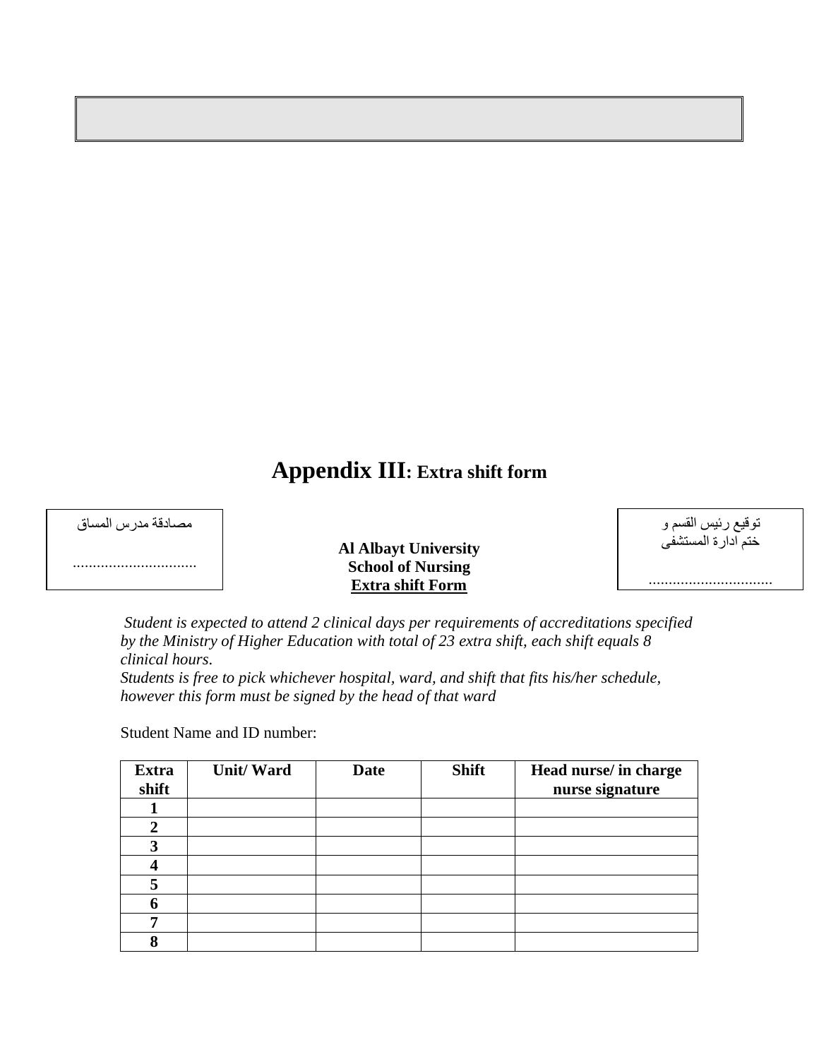# **Appendix III: Extra shift form**

مصادقة مدرس المساق

...............................

**Al Albayt University**
**School of Nursing**
**Extra shift Form**

توقيع رئيس القسم و ختم ادارة المستشفى

...............................

*Student is expected to attend 2 clinical days per requirements of accreditations specified by the Ministry of Higher Education with total of 23 extra shift, each shift equals 8 clinical hours.*
*Students is free to pick whichever hospital, ward, and shift that fits his/her schedule, however this form must be signed by the head of that ward*

Student Name and ID number:

| **Extra shift** | **Unit/ Ward** | **Date** | **Shift** | **Head nurse/ in charge nurse signature** |
|---|---|---|---|---|
| **1** | | | | |
| **2** | | | | |
| **3** | | | | |
| **4** | | | | |
| **5** | | | | |
| **6** | | | | |
| **7** | | | | |
| **8** | | | | |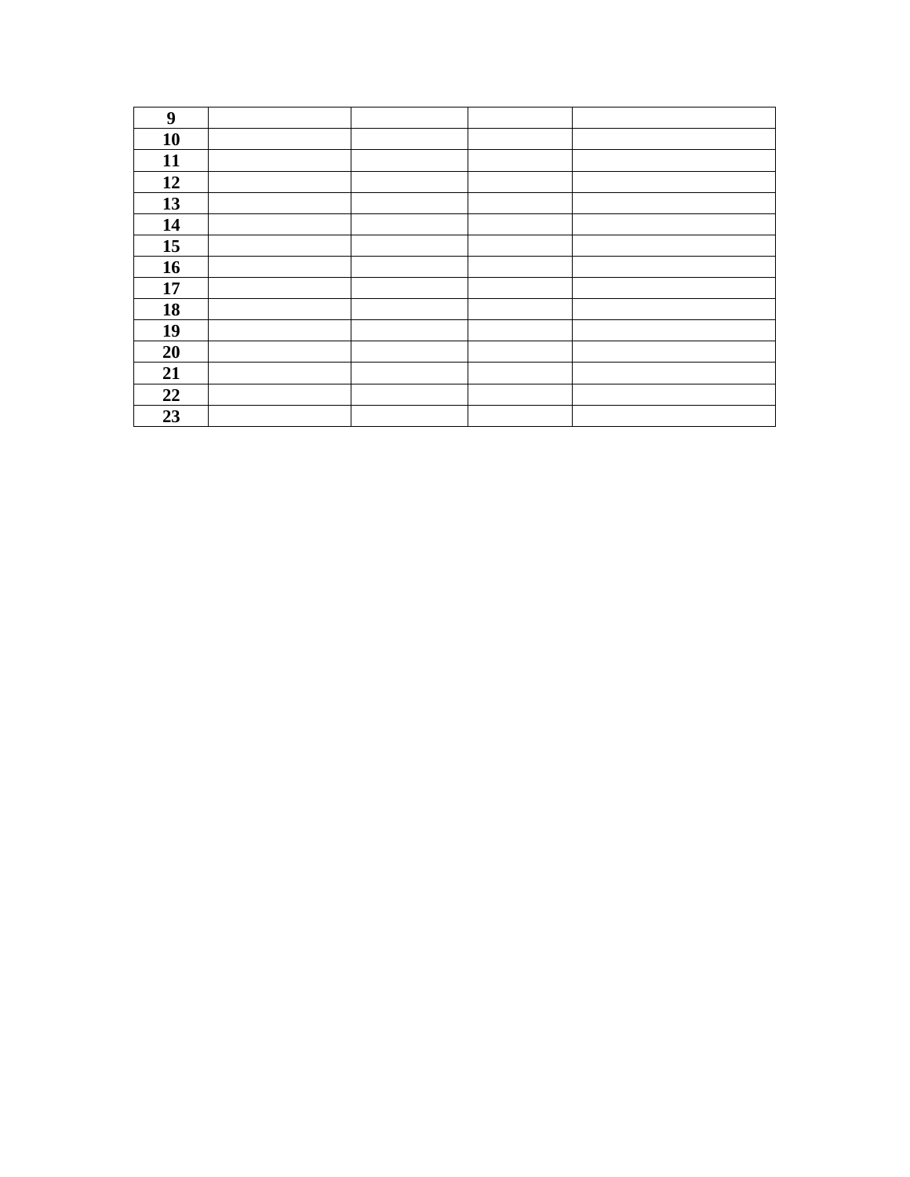| | | | | |
|---|---|---|---|---|
| **9** | | | | |
| **10** | | | | |
| **11** | | | | |
| **12** | | | | |
| **13** | | | | |
| **14** | | | | |
| **15** | | | | |
| **16** | | | | |
| **17** | | | | |
| **18** | | | | |
| **19** | | | | |
| **20** | | | | |
| **21** | | | | |
| **22** | | | | |
| **23** | | | | |